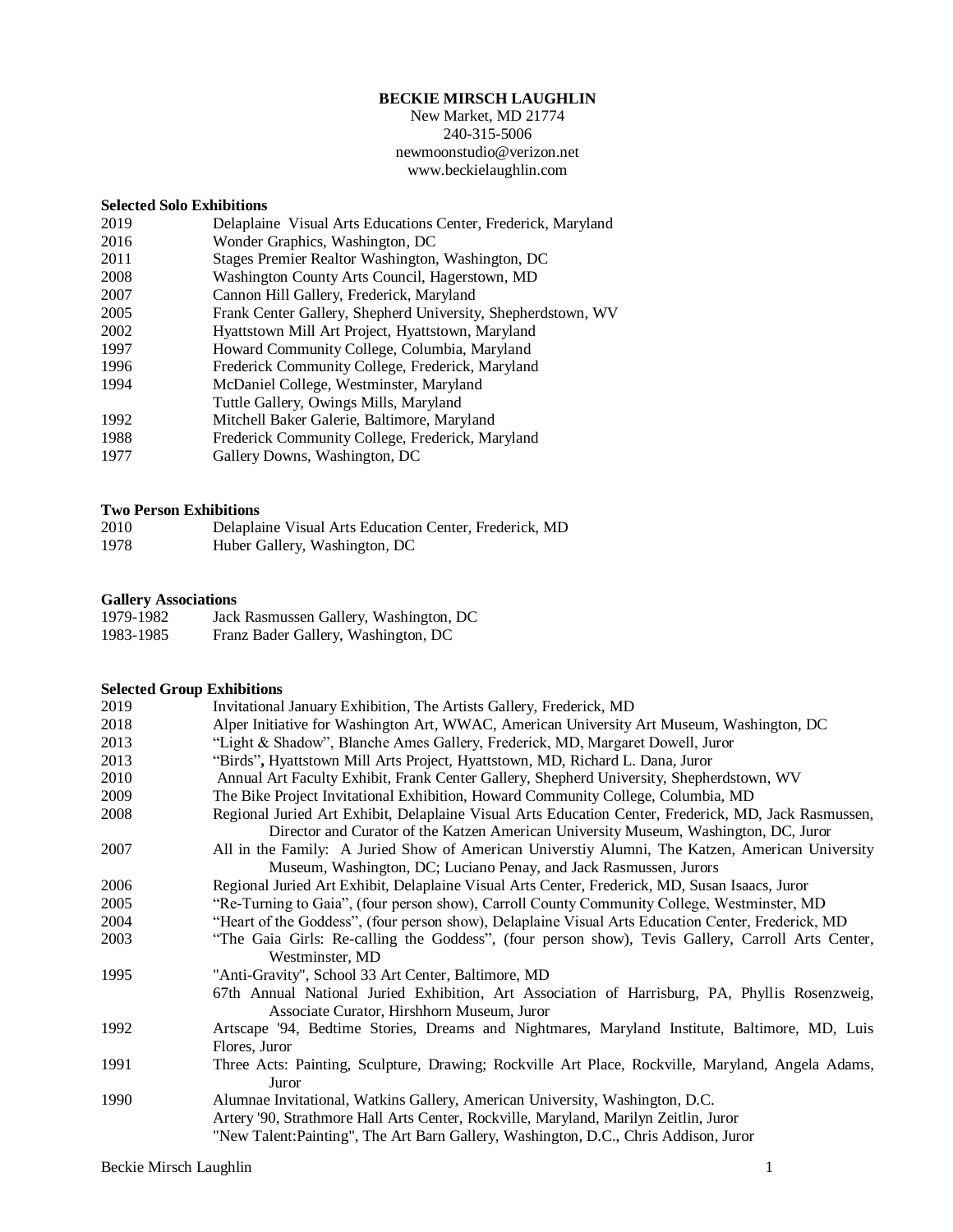**BECKIE MIRSCH LAUGHLIN**
New Market, MD 21774
240-315-5006
newmoonstudio@verizon.net
www.beckielaughlin.com

### Selected Solo Exhibitions

| | |
|---|---|
| 2019 | Delaplaine Visual Arts Educations Center, Frederick, Maryland |
| 2016 | Wonder Graphics, Washington, DC |
| 2011 | Stages Premier Realtor Washington, Washington, DC |
| 2008 | Washington County Arts Council, Hagerstown, MD |
| 2007 | Cannon Hill Gallery, Frederick, Maryland |
| 2005 | Frank Center Gallery, Shepherd University, Shepherdstown, WV |
| 2002 | Hyattstown Mill Art Project, Hyattstown, Maryland |
| 1997 | Howard Community College, Columbia, Maryland |
| 1996 | Frederick Community College, Frederick, Maryland |
| 1994 | McDaniel College, Westminster, Maryland |
| | Tuttle Gallery, Owings Mills, Maryland |
| 1992 | Mitchell Baker Galerie, Baltimore, Maryland |
| 1988 | Frederick Community College, Frederick, Maryland |
| 1977 | Gallery Downs, Washington, DC |

### Two Person Exhibitions

| | |
|---|---|
| 2010 | Delaplaine Visual Arts Education Center, Frederick, MD |
| 1978 | Huber Gallery, Washington, DC |

### Gallery Associations

| | |
|---|---|
| 1979-1982 | Jack Rasmussen Gallery, Washington, DC |
| 1983-1985 | Franz Bader Gallery, Washington, DC |

### Selected Group Exhibitions

| | |
|---|---|
| 2019 | Invitational January Exhibition, The Artists Gallery, Frederick, MD |
| 2018 | Alper Initiative for Washington Art, WWAC, American University Art Museum, Washington, DC |
| 2013 | "Light & Shadow", Blanche Ames Gallery, Frederick, MD, Margaret Dowell, Juror |
| 2013 | "Birds"**,** Hyattstown Mill Arts Project, Hyattstown, MD, Richard L. Dana, Juror |
| 2010 | Annual Art Faculty Exhibit, Frank Center Gallery, Shepherd University, Shepherdstown, WV |
| 2009 | The Bike Project Invitational Exhibition, Howard Community College, Columbia, MD |
| 2008 | Regional Juried Art Exhibit, Delaplaine Visual Arts Education Center, Frederick, MD, Jack Rasmussen, Director and Curator of the Katzen American University Museum, Washington, DC, Juror |
| 2007 | All in the Family: A Juried Show of American Universtiy Alumni, The Katzen, American University Museum, Washington, DC; Luciano Penay, and Jack Rasmussen, Jurors |
| 2006 | Regional Juried Art Exhibit, Delaplaine Visual Arts Center, Frederick, MD, Susan Isaacs, Juror |
| 2005 | "Re-Turning to Gaia", (four person show), Carroll County Community College, Westminster, MD |
| 2004 | "Heart of the Goddess", (four person show), Delaplaine Visual Arts Education Center, Frederick, MD |
| 2003 | "The Gaia Girls: Re-calling the Goddess", (four person show), Tevis Gallery, Carroll Arts Center, Westminster, MD |
| 1995 | "Anti-Gravity", School 33 Art Center, Baltimore, MD |
| | 67th Annual National Juried Exhibition, Art Association of Harrisburg, PA, Phyllis Rosenzweig, Associate Curator, Hirshhorn Museum, Juror |
| 1992 | Artscape '94, Bedtime Stories, Dreams and Nightmares, Maryland Institute, Baltimore, MD, Luis Flores, Juror |
| 1991 | Three Acts: Painting, Sculpture, Drawing; Rockville Art Place, Rockville, Maryland, Angela Adams, Juror |
| 1990 | Alumnae Invitational, Watkins Gallery, American University, Washington, D.C. |
| | Artery '90, Strathmore Hall Arts Center, Rockville, Maryland, Marilyn Zeitlin, Juror |
| | "New Talent:Painting", The Art Barn Gallery, Washington, D.C., Chris Addison, Juror |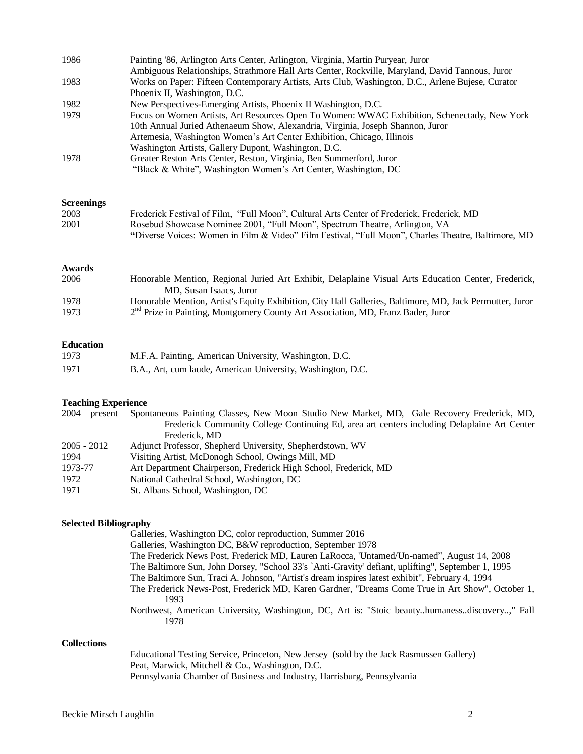| | |
|---|---|
| 1986 | Painting '86, Arlington Arts Center, Arlington, Virginia, Martin Puryear, Juror |
| | Ambiguous Relationships, Strathmore Hall Arts Center, Rockville, Maryland, David Tannous, Juror |
| 1983 | Works on Paper: Fifteen Contemporary Artists, Arts Club, Washington, D.C., Arlene Bujese, Curator |
| | Phoenix II, Washington, D.C. |
| 1982 | New Perspectives-Emerging Artists, Phoenix II Washington, D.C. |
| 1979 | Focus on Women Artists, Art Resources Open To Women: WWAC Exhibition, Schenectady, New York |
| | 10th Annual Juried Athenaeum Show, Alexandria, Virginia, Joseph Shannon, Juror |
| | Artemesia, Washington Women's Art Center Exhibition, Chicago, Illinois |
| | Washington Artists, Gallery Dupont, Washington, D.C. |
| 1978 | Greater Reston Arts Center, Reston, Virginia, Ben Summerford, Juror |
| | "Black & White", Washington Women's Art Center, Washington, DC |

**Screenings**

| | |
|---|---|
| 2003 | Frederick Festival of Film, "Full Moon", Cultural Arts Center of Frederick, Frederick, MD |
| 2001 | Rosebud Showcase Nominee 2001, "Full Moon", Spectrum Theatre, Arlington, VA |
| | "Diverse Voices: Women in Film & Video" Film Festival, "Full Moon", Charles Theatre, Baltimore, MD |

**Awards**

| | |
|---|---|
| 2006 | Honorable Mention, Regional Juried Art Exhibit, Delaplaine Visual Arts Education Center, Frederick, MD, Susan Isaacs, Juror |
| 1978 | Honorable Mention, Artist's Equity Exhibition, City Hall Galleries, Baltimore, MD, Jack Permutter, Juror |
| 1973 | 2nd Prize in Painting, Montgomery County Art Association, MD, Franz Bader, Juror |

**Education**

| | |
|---|---|
| 1973 | M.F.A. Painting, American University, Washington, D.C. |
| 1971 | B.A., Art, cum laude, American University, Washington, D.C. |

**Teaching Experience**

| | |
|---|---|
| 2004 – present | Spontaneous Painting Classes, New Moon Studio New Market, MD, Gale Recovery Frederick, MD, Frederick Community College Continuing Ed, area art centers including Delaplaine Art Center Frederick, MD |
| 2005 - 2012 | Adjunct Professor, Shepherd University, Shepherdstown, WV |
| 1994 | Visiting Artist, McDonogh School, Owings Mill, MD |
| 1973-77 | Art Department Chairperson, Frederick High School, Frederick, MD |
| 1972 | National Cathedral School, Washington, DC |
| 1971 | St. Albans School, Washington, DC |

**Selected Bibliography**

Galleries, Washington DC, color reproduction, Summer 2016

Galleries, Washington DC, B&W reproduction, September 1978

The Frederick News Post, Frederick MD, Lauren LaRocca, 'Untamed/Un-named", August 14, 2008

The Baltimore Sun, John Dorsey, "School 33's `Anti-Gravity' defiant, uplifting", September 1, 1995

The Baltimore Sun, Traci A. Johnson, "Artist's dream inspires latest exhibit", February 4, 1994

The Frederick News-Post, Frederick MD, Karen Gardner, "Dreams Come True in Art Show", October 1, 1993

Northwest, American University, Washington, DC, Art is: "Stoic beauty..humaness..discovery..," Fall 1978

**Collections**

Educational Testing Service, Princeton, New Jersey (sold by the Jack Rasmussen Gallery)

Peat, Marwick, Mitchell & Co., Washington, D.C.

Pennsylvania Chamber of Business and Industry, Harrisburg, Pennsylvania